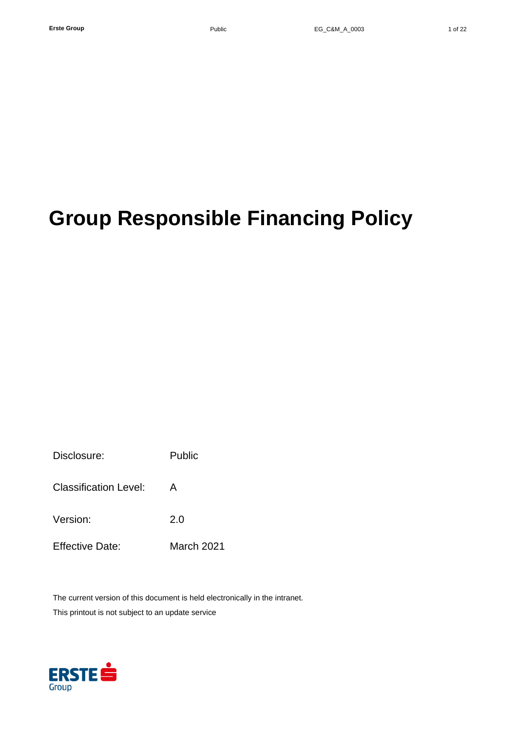# Group Responsible Financing Policy

| | |
|---|---|
| Disclosure: | Public |
| Classification Level: | A |
| Version: | 2.0 |
| Effective Date: | March 2021 |

The current version of this document is held electronically in the intranet.

This printout is not subject to an update service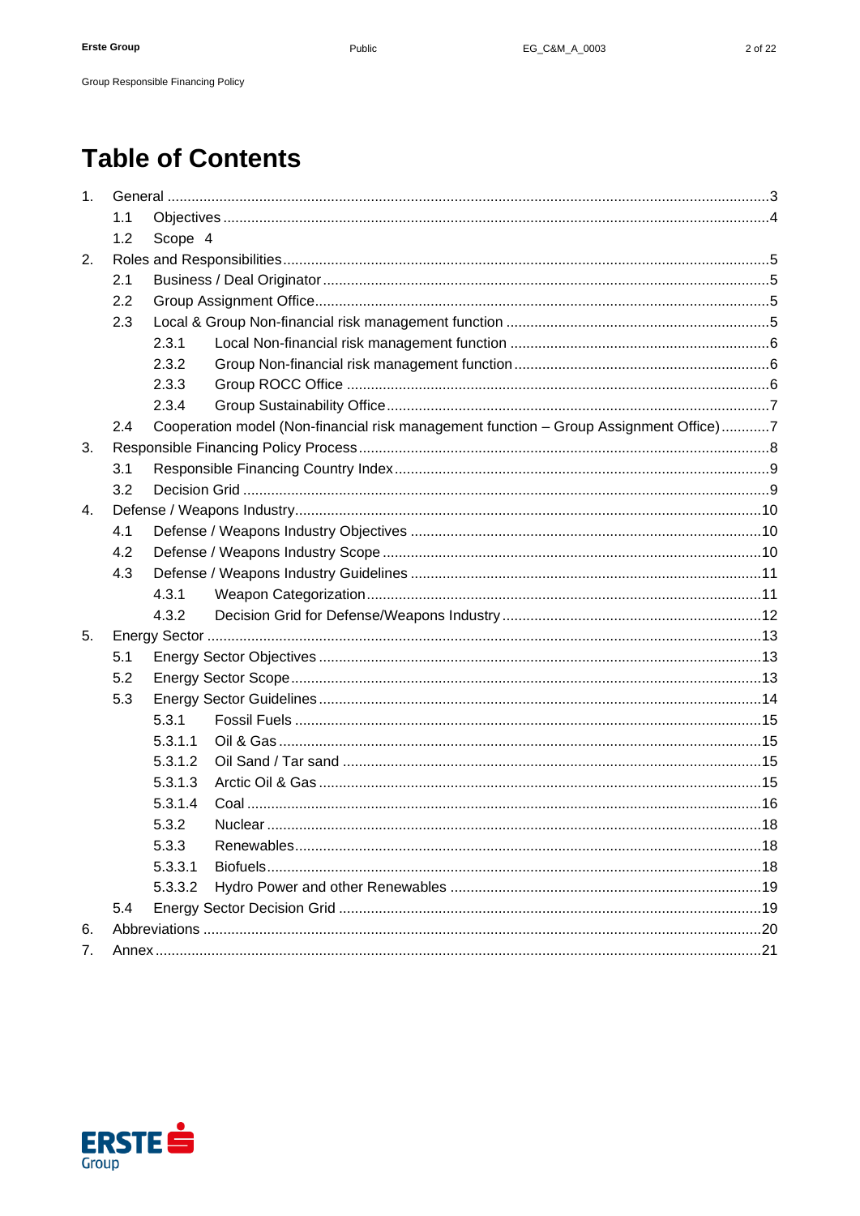# Table of Contents

1. General ..... 3
   - 1.1 Objectives ..... 4
   - 1.2 Scope 4
2. Roles and Responsibilities ..... 5
   - 2.1 Business / Deal Originator ..... 5
   - 2.2 Group Assignment Office ..... 5
   - 2.3 Local & Group Non-financial risk management function ..... 5
     - 2.3.1 Local Non-financial risk management function ..... 6
     - 2.3.2 Group Non-financial risk management function ..... 6
     - 2.3.3 Group ROCC Office ..... 6
     - 2.3.4 Group Sustainability Office ..... 7
   - 2.4 Cooperation model (Non-financial risk management function – Group Assignment Office) ..... 7
3. Responsible Financing Policy Process ..... 8
   - 3.1 Responsible Financing Country Index ..... 9
   - 3.2 Decision Grid ..... 9
4. Defense / Weapons Industry ..... 10
   - 4.1 Defense / Weapons Industry Objectives ..... 10
   - 4.2 Defense / Weapons Industry Scope ..... 10
   - 4.3 Defense / Weapons Industry Guidelines ..... 11
     - 4.3.1 Weapon Categorization ..... 11
     - 4.3.2 Decision Grid for Defense/Weapons Industry ..... 12
5. Energy Sector ..... 13
   - 5.1 Energy Sector Objectives ..... 13
   - 5.2 Energy Sector Scope ..... 13
   - 5.3 Energy Sector Guidelines ..... 14
     - 5.3.1 Fossil Fuels ..... 15
     - 5.3.1.1 Oil & Gas ..... 15
     - 5.3.1.2 Oil Sand / Tar sand ..... 15
     - 5.3.1.3 Arctic Oil & Gas ..... 15
     - 5.3.1.4 Coal ..... 16
     - 5.3.2 Nuclear ..... 18
     - 5.3.3 Renewables ..... 18
     - 5.3.3.1 Biofuels ..... 18
     - 5.3.3.2 Hydro Power and other Renewables ..... 19
   - 5.4 Energy Sector Decision Grid ..... 19
6. Abbreviations ..... 20
7. Annex ..... 21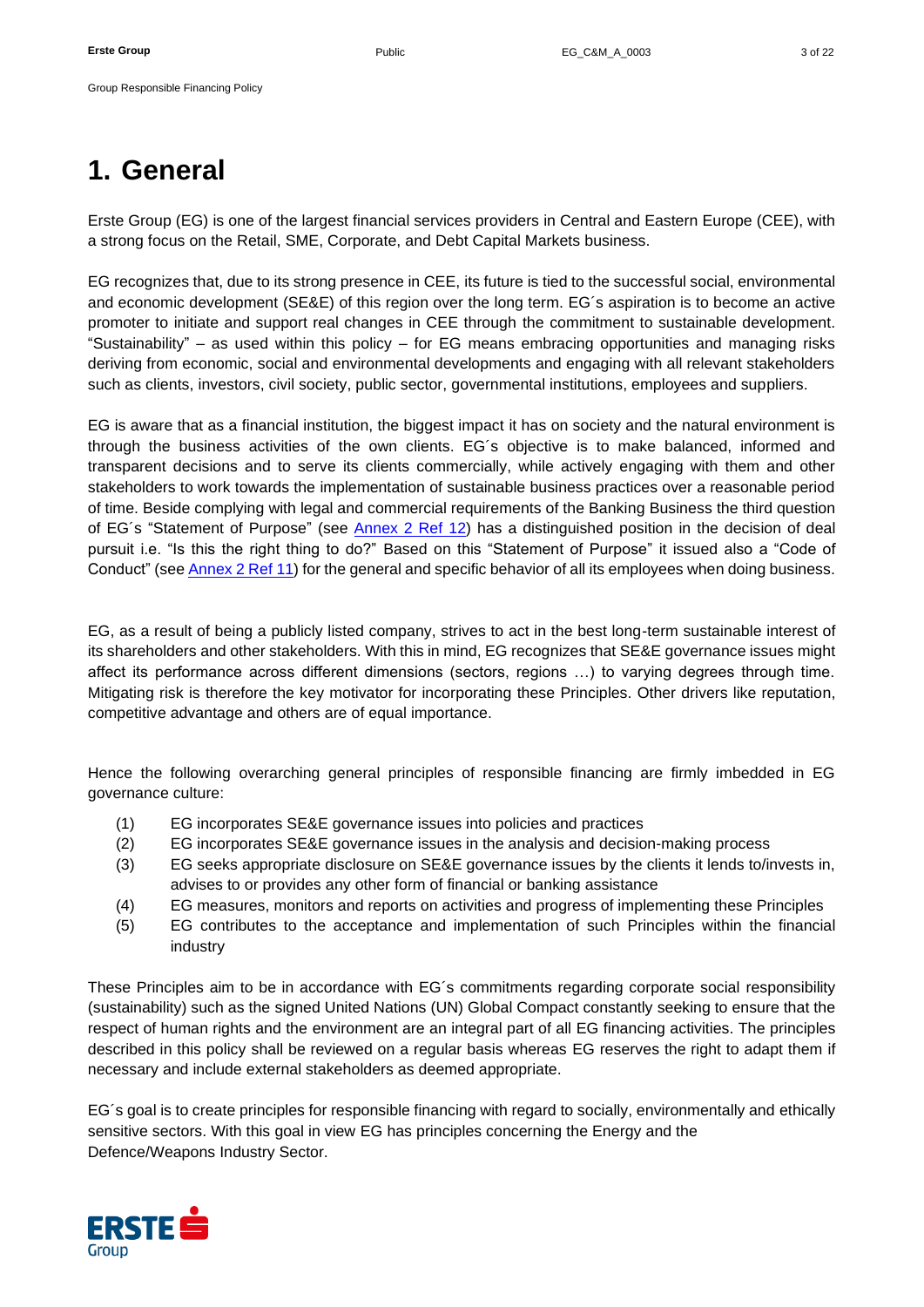# 1. General

Erste Group (EG) is one of the largest financial services providers in Central and Eastern Europe (CEE), with a strong focus on the Retail, SME, Corporate, and Debt Capital Markets business.

EG recognizes that, due to its strong presence in CEE, its future is tied to the successful social, environmental and economic development (SE&E) of this region over the long term. EG´s aspiration is to become an active promoter to initiate and support real changes in CEE through the commitment to sustainable development. "Sustainability" – as used within this policy – for EG means embracing opportunities and managing risks deriving from economic, social and environmental developments and engaging with all relevant stakeholders such as clients, investors, civil society, public sector, governmental institutions, employees and suppliers.

EG is aware that as a financial institution, the biggest impact it has on society and the natural environment is through the business activities of the own clients. EG´s objective is to make balanced, informed and transparent decisions and to serve its clients commercially, while actively engaging with them and other stakeholders to work towards the implementation of sustainable business practices over a reasonable period of time. Beside complying with legal and commercial requirements of the Banking Business the third question of EG´s "Statement of Purpose" (see Annex 2 Ref 12) has a distinguished position in the decision of deal pursuit i.e. "Is this the right thing to do?" Based on this "Statement of Purpose" it issued also a "Code of Conduct" (see Annex 2 Ref 11) for the general and specific behavior of all its employees when doing business.

EG, as a result of being a publicly listed company, strives to act in the best long-term sustainable interest of its shareholders and other stakeholders. With this in mind, EG recognizes that SE&E governance issues might affect its performance across different dimensions (sectors, regions …) to varying degrees through time. Mitigating risk is therefore the key motivator for incorporating these Principles. Other drivers like reputation, competitive advantage and others are of equal importance.

Hence the following overarching general principles of responsible financing are firmly imbedded in EG governance culture:

(1) EG incorporates SE&E governance issues into policies and practices
(2) EG incorporates SE&E governance issues in the analysis and decision-making process
(3) EG seeks appropriate disclosure on SE&E governance issues by the clients it lends to/invests in, advises to or provides any other form of financial or banking assistance
(4) EG measures, monitors and reports on activities and progress of implementing these Principles
(5) EG contributes to the acceptance and implementation of such Principles within the financial industry

These Principles aim to be in accordance with EG´s commitments regarding corporate social responsibility (sustainability) such as the signed United Nations (UN) Global Compact constantly seeking to ensure that the respect of human rights and the environment are an integral part of all EG financing activities. The principles described in this policy shall be reviewed on a regular basis whereas EG reserves the right to adapt them if necessary and include external stakeholders as deemed appropriate.

EG´s goal is to create principles for responsible financing with regard to socially, environmentally and ethically sensitive sectors. With this goal in view EG has principles concerning the Energy and the Defence/Weapons Industry Sector.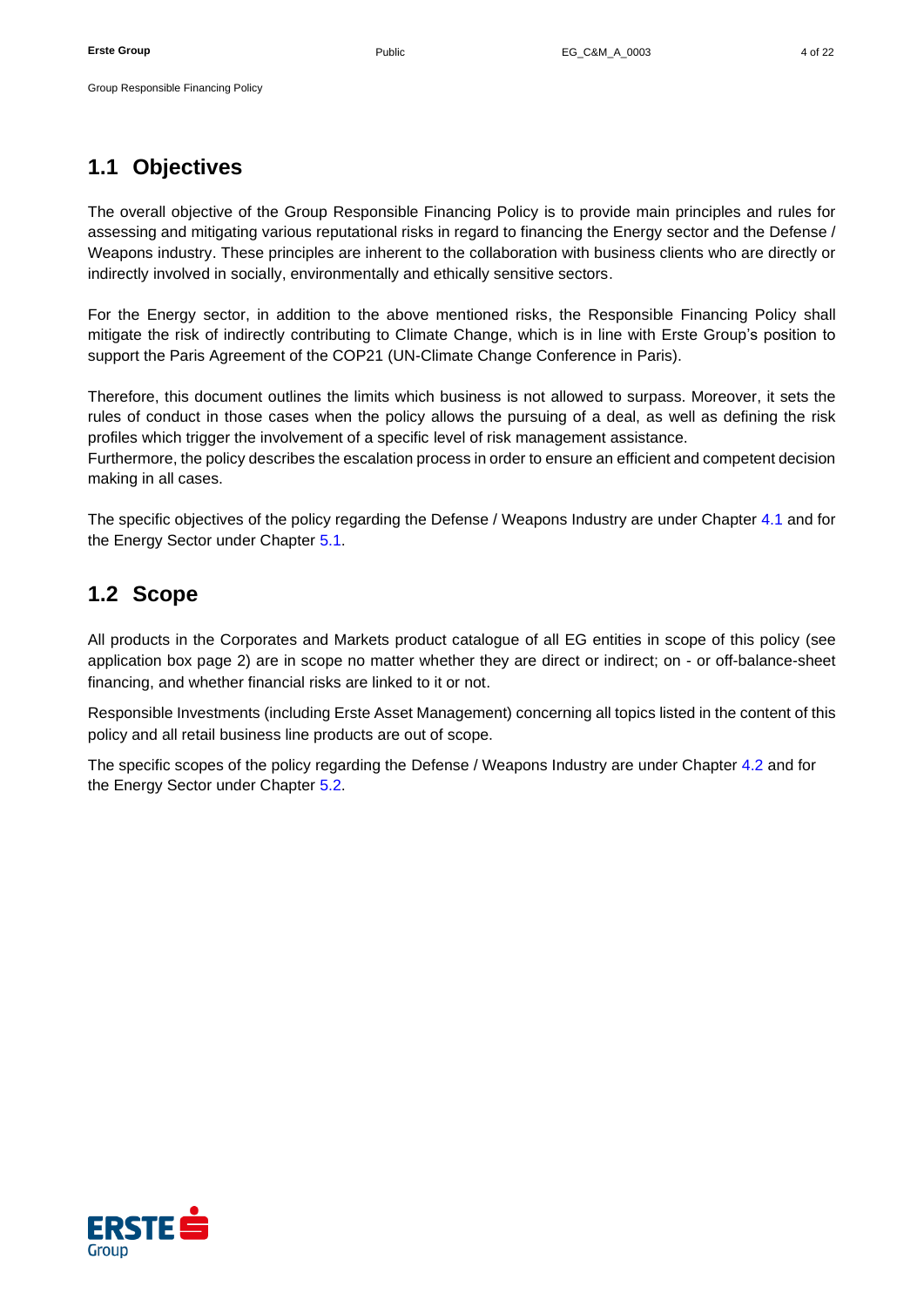## 1.1 Objectives

The overall objective of the Group Responsible Financing Policy is to provide main principles and rules for assessing and mitigating various reputational risks in regard to financing the Energy sector and the Defense / Weapons industry. These principles are inherent to the collaboration with business clients who are directly or indirectly involved in socially, environmentally and ethically sensitive sectors.

For the Energy sector, in addition to the above mentioned risks, the Responsible Financing Policy shall mitigate the risk of indirectly contributing to Climate Change, which is in line with Erste Group's position to support the Paris Agreement of the COP21 (UN-Climate Change Conference in Paris).

Therefore, this document outlines the limits which business is not allowed to surpass. Moreover, it sets the rules of conduct in those cases when the policy allows the pursuing of a deal, as well as defining the risk profiles which trigger the involvement of a specific level of risk management assistance.
Furthermore, the policy describes the escalation process in order to ensure an efficient and competent decision making in all cases.

The specific objectives of the policy regarding the Defense / Weapons Industry are under Chapter 4.1 and for the Energy Sector under Chapter 5.1.

## 1.2 Scope

All products in the Corporates and Markets product catalogue of all EG entities in scope of this policy (see application box page 2) are in scope no matter whether they are direct or indirect; on - or off-balance-sheet financing, and whether financial risks are linked to it or not.

Responsible Investments (including Erste Asset Management) concerning all topics listed in the content of this policy and all retail business line products are out of scope.

The specific scopes of the policy regarding the Defense / Weapons Industry are under Chapter 4.2 and for the Energy Sector under Chapter 5.2.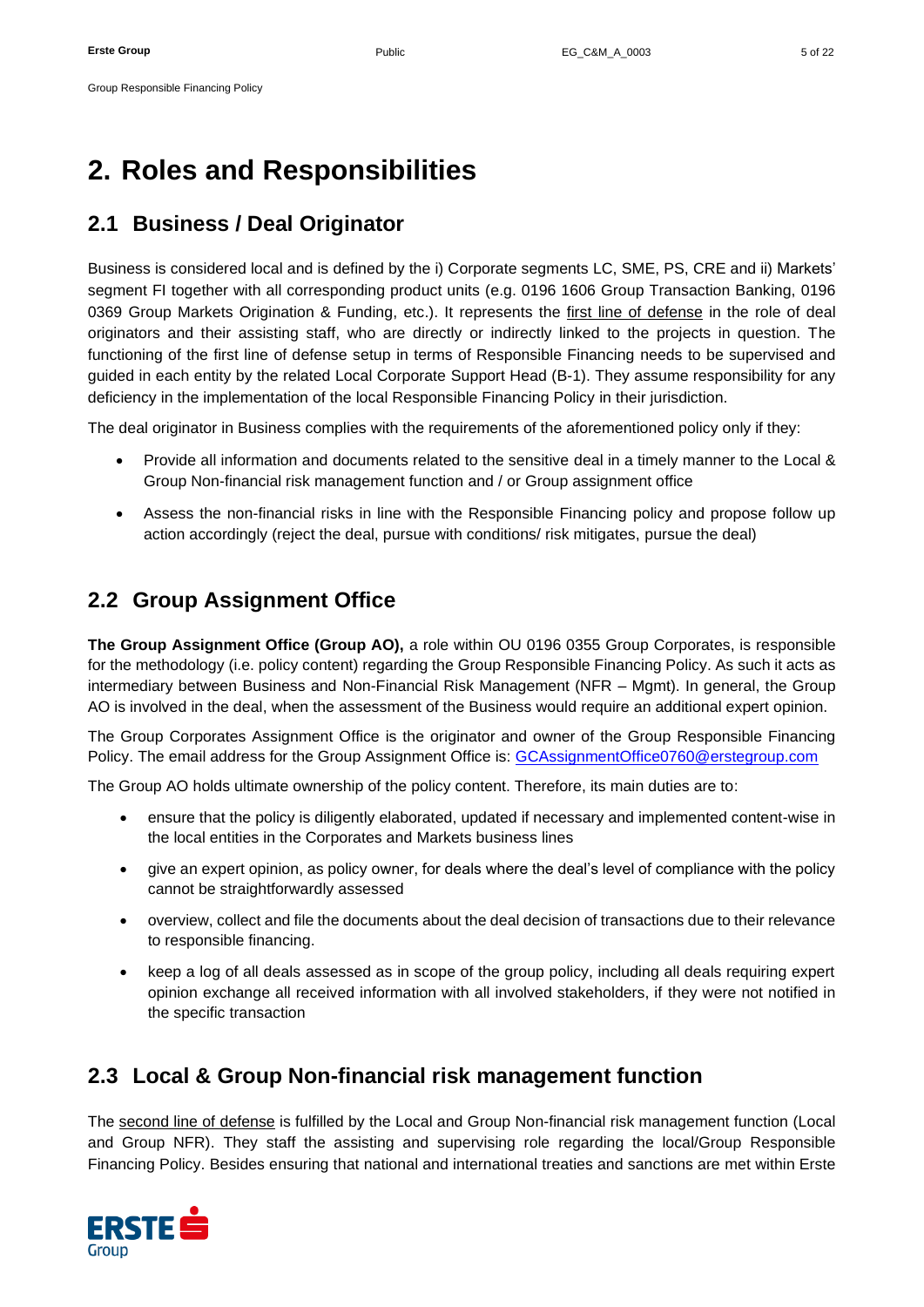# 2. Roles and Responsibilities

## 2.1 Business / Deal Originator

Business is considered local and is defined by the i) Corporate segments LC, SME, PS, CRE and ii) Markets' segment FI together with all corresponding product units (e.g. 0196 1606 Group Transaction Banking, 0196 0369 Group Markets Origination & Funding, etc.). It represents the first line of defense in the role of deal originators and their assisting staff, who are directly or indirectly linked to the projects in question. The functioning of the first line of defense setup in terms of Responsible Financing needs to be supervised and guided in each entity by the related Local Corporate Support Head (B-1). They assume responsibility for any deficiency in the implementation of the local Responsible Financing Policy in their jurisdiction.

The deal originator in Business complies with the requirements of the aforementioned policy only if they:

- Provide all information and documents related to the sensitive deal in a timely manner to the Local & Group Non-financial risk management function and / or Group assignment office
- Assess the non-financial risks in line with the Responsible Financing policy and propose follow up action accordingly (reject the deal, pursue with conditions/ risk mitigates, pursue the deal)

## 2.2 Group Assignment Office

**The Group Assignment Office (Group AO),** a role within OU 0196 0355 Group Corporates, is responsible for the methodology (i.e. policy content) regarding the Group Responsible Financing Policy. As such it acts as intermediary between Business and Non-Financial Risk Management (NFR – Mgmt). In general, the Group AO is involved in the deal, when the assessment of the Business would require an additional expert opinion.

The Group Corporates Assignment Office is the originator and owner of the Group Responsible Financing Policy. The email address for the Group Assignment Office is: GCAssignmentOffice0760@erstegroup.com

The Group AO holds ultimate ownership of the policy content. Therefore, its main duties are to:

- ensure that the policy is diligently elaborated, updated if necessary and implemented content-wise in the local entities in the Corporates and Markets business lines
- give an expert opinion, as policy owner, for deals where the deal's level of compliance with the policy cannot be straightforwardly assessed
- overview, collect and file the documents about the deal decision of transactions due to their relevance to responsible financing.
- keep a log of all deals assessed as in scope of the group policy, including all deals requiring expert opinion exchange all received information with all involved stakeholders, if they were not notified in the specific transaction

## 2.3 Local & Group Non-financial risk management function

The second line of defense is fulfilled by the Local and Group Non-financial risk management function (Local and Group NFR). They staff the assisting and supervising role regarding the local/Group Responsible Financing Policy. Besides ensuring that national and international treaties and sanctions are met within Erste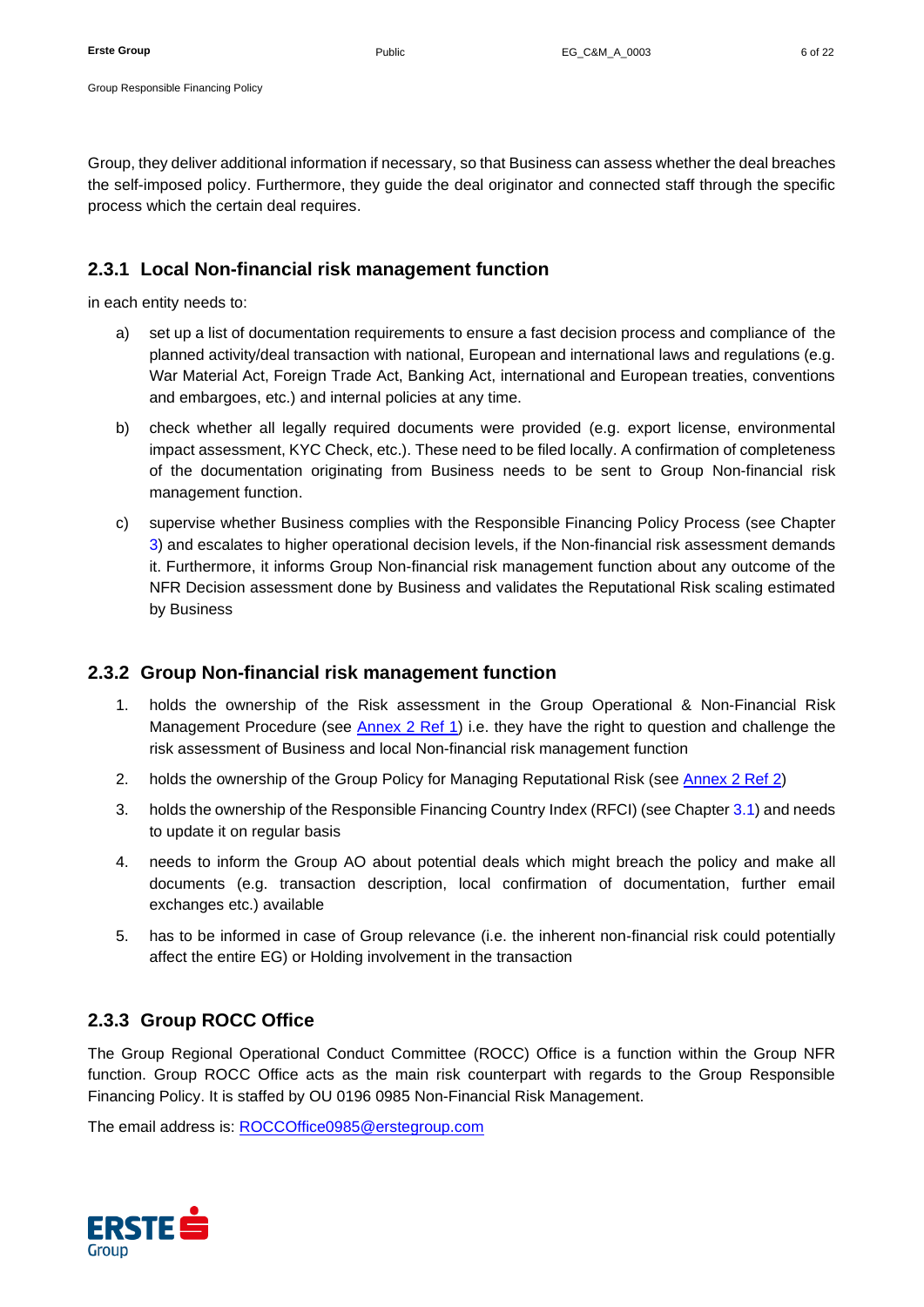Group, they deliver additional information if necessary, so that Business can assess whether the deal breaches the self-imposed policy. Furthermore, they guide the deal originator and connected staff through the specific process which the certain deal requires.

### 2.3.1 Local Non-financial risk management function

in each entity needs to:

a) set up a list of documentation requirements to ensure a fast decision process and compliance of the planned activity/deal transaction with national, European and international laws and regulations (e.g. War Material Act, Foreign Trade Act, Banking Act, international and European treaties, conventions and embargoes, etc.) and internal policies at any time.

b) check whether all legally required documents were provided (e.g. export license, environmental impact assessment, KYC Check, etc.). These need to be filed locally. A confirmation of completeness of the documentation originating from Business needs to be sent to Group Non-financial risk management function.

c) supervise whether Business complies with the Responsible Financing Policy Process (see Chapter 3) and escalates to higher operational decision levels, if the Non-financial risk assessment demands it. Furthermore, it informs Group Non-financial risk management function about any outcome of the NFR Decision assessment done by Business and validates the Reputational Risk scaling estimated by Business

### 2.3.2 Group Non-financial risk management function

1. holds the ownership of the Risk assessment in the Group Operational & Non-Financial Risk Management Procedure (see Annex 2 Ref 1) i.e. they have the right to question and challenge the risk assessment of Business and local Non-financial risk management function
2. holds the ownership of the Group Policy for Managing Reputational Risk (see Annex 2 Ref 2)
3. holds the ownership of the Responsible Financing Country Index (RFCI) (see Chapter 3.1) and needs to update it on regular basis
4. needs to inform the Group AO about potential deals which might breach the policy and make all documents (e.g. transaction description, local confirmation of documentation, further email exchanges etc.) available
5. has to be informed in case of Group relevance (i.e. the inherent non-financial risk could potentially affect the entire EG) or Holding involvement in the transaction

### 2.3.3 Group ROCC Office

The Group Regional Operational Conduct Committee (ROCC) Office is a function within the Group NFR function. Group ROCC Office acts as the main risk counterpart with regards to the Group Responsible Financing Policy. It is staffed by OU 0196 0985 Non-Financial Risk Management.

The email address is: ROCCOffice0985@erstegroup.com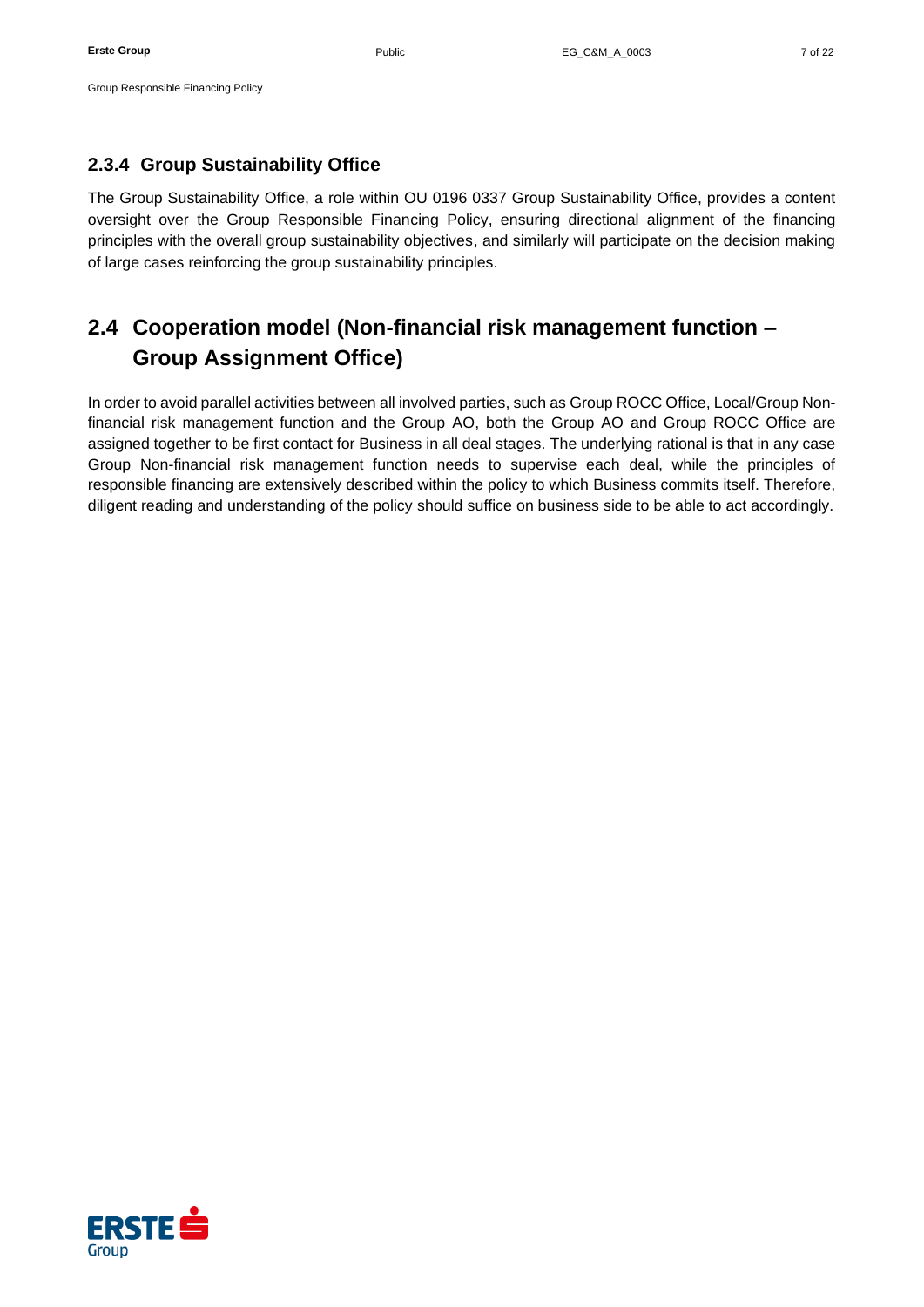### 2.3.4 Group Sustainability Office

The Group Sustainability Office, a role within OU 0196 0337 Group Sustainability Office, provides a content oversight over the Group Responsible Financing Policy, ensuring directional alignment of the financing principles with the overall group sustainability objectives, and similarly will participate on the decision making of large cases reinforcing the group sustainability principles.

## 2.4 Cooperation model (Non-financial risk management function – Group Assignment Office)

In order to avoid parallel activities between all involved parties, such as Group ROCC Office, Local/Group Non-financial risk management function and the Group AO, both the Group AO and Group ROCC Office are assigned together to be first contact for Business in all deal stages. The underlying rational is that in any case Group Non-financial risk management function needs to supervise each deal, while the principles of responsible financing are extensively described within the policy to which Business commits itself. Therefore, diligent reading and understanding of the policy should suffice on business side to be able to act accordingly.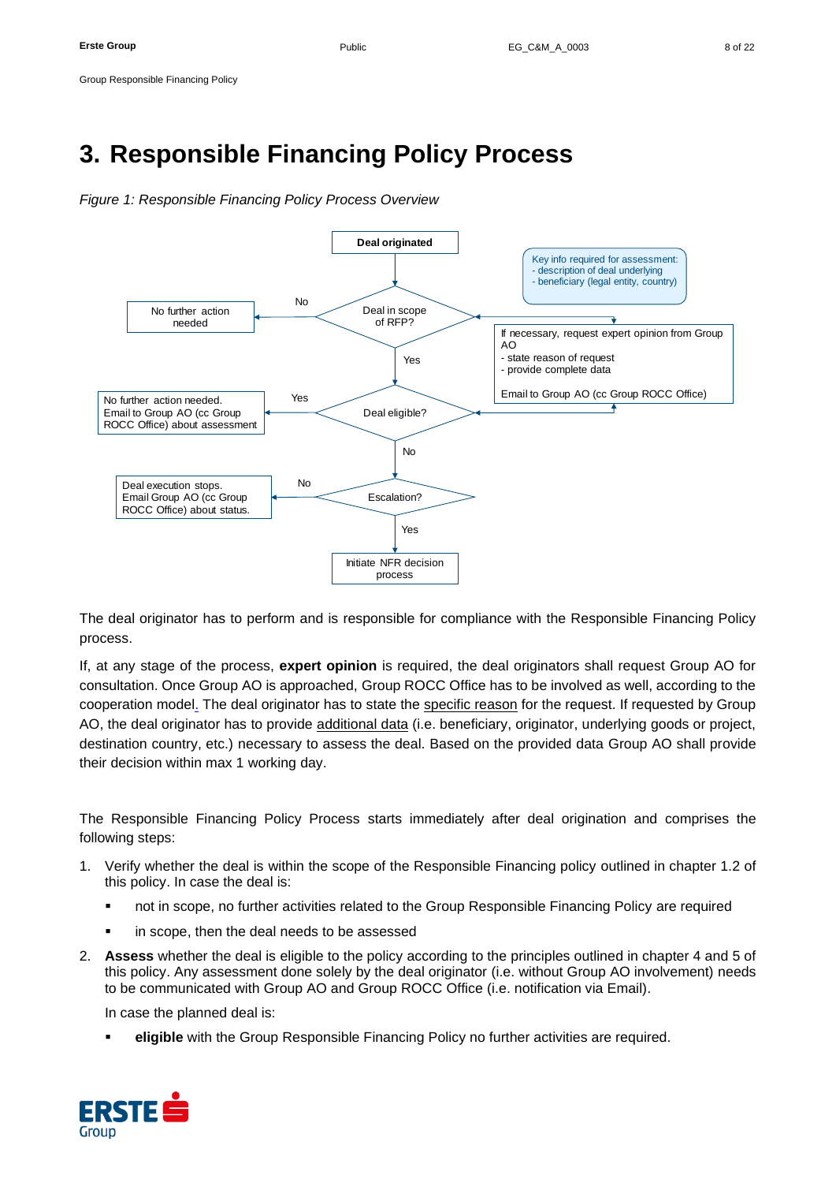# 3. Responsible Financing Policy Process

*Figure 1: Responsible Financing Policy Process Overview*

Deal originated

Key info required for assessment:
- description of deal underlying
- beneficiary (legal entity, country)

No further action needed | No | Deal in scope of RFP?

If necessary, request expert opinion from Group AO
- state reason of request
- provide complete data

Email to Group AO (cc Group ROCC Office)

Yes

No further action needed. Email to Group AO (cc Group ROCC Office) about assessment | Yes | Deal eligible?

No

Deal execution stops. Email Group AO (cc Group ROCC Office) about status. | No | Escalation?

Yes

Initiate NFR decision process

The deal originator has to perform and is responsible for compliance with the Responsible Financing Policy process.

If, at any stage of the process, **expert opinion** is required, the deal originators shall request Group AO for consultation. Once Group AO is approached, Group ROCC Office has to be involved as well, according to the cooperation model. The deal originator has to state the specific reason for the request. If requested by Group AO, the deal originator has to provide additional data (i.e. beneficiary, originator, underlying goods or project, destination country, etc.) necessary to assess the deal. Based on the provided data Group AO shall provide their decision within max 1 working day.

The Responsible Financing Policy Process starts immediately after deal origination and comprises the following steps:

1. Verify whether the deal is within the scope of the Responsible Financing policy outlined in chapter 1.2 of this policy. In case the deal is:
   - not in scope, no further activities related to the Group Responsible Financing Policy are required
   - in scope, then the deal needs to be assessed
2. **Assess** whether the deal is eligible to the policy according to the principles outlined in chapter 4 and 5 of this policy. Any assessment done solely by the deal originator (i.e. without Group AO involvement) needs to be communicated with Group AO and Group ROCC Office (i.e. notification via Email).

   In case the planned deal is:
   - **eligible** with the Group Responsible Financing Policy no further activities are required.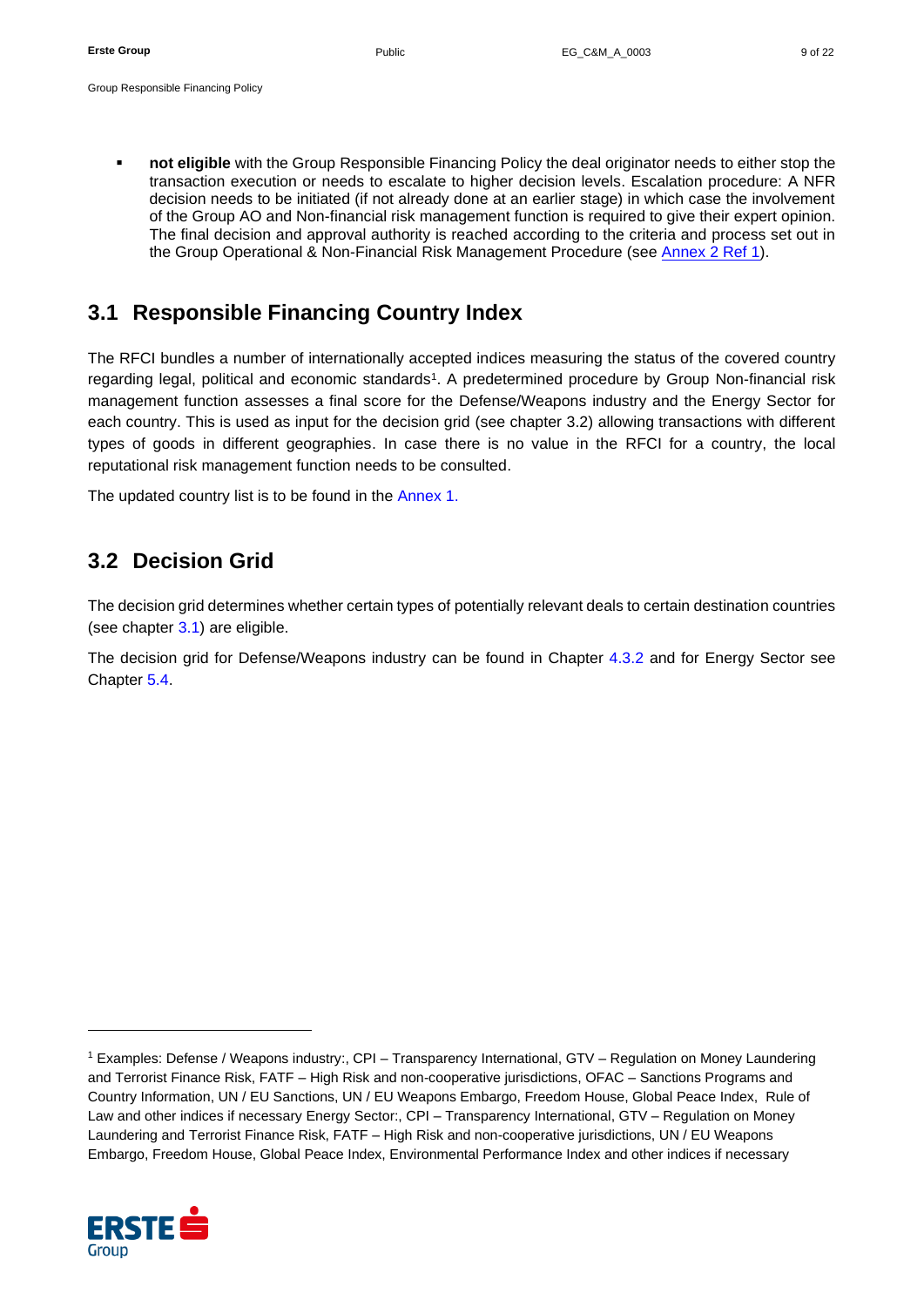- **not eligible** with the Group Responsible Financing Policy the deal originator needs to either stop the transaction execution or needs to escalate to higher decision levels. Escalation procedure: A NFR decision needs to be initiated (if not already done at an earlier stage) in which case the involvement of the Group AO and Non-financial risk management function is required to give their expert opinion. The final decision and approval authority is reached according to the criteria and process set out in the Group Operational & Non-Financial Risk Management Procedure (see Annex 2 Ref 1).

## 3.1 Responsible Financing Country Index

The RFCI bundles a number of internationally accepted indices measuring the status of the covered country regarding legal, political and economic standards[1]. A predetermined procedure by Group Non-financial risk management function assesses a final score for the Defense/Weapons industry and the Energy Sector for each country. This is used as input for the decision grid (see chapter 3.2) allowing transactions with different types of goods in different geographies. In case there is no value in the RFCI for a country, the local reputational risk management function needs to be consulted.

The updated country list is to be found in the Annex 1.

## 3.2 Decision Grid

The decision grid determines whether certain types of potentially relevant deals to certain destination countries (see chapter 3.1) are eligible.

The decision grid for Defense/Weapons industry can be found in Chapter 4.3.2 and for Energy Sector see Chapter 5.4.

---

[1] Examples: Defense / Weapons industry:, CPI – Transparency International, GTV – Regulation on Money Laundering and Terrorist Finance Risk, FATF – High Risk and non-cooperative jurisdictions, OFAC – Sanctions Programs and Country Information, UN / EU Sanctions, UN / EU Weapons Embargo, Freedom House, Global Peace Index, Rule of Law and other indices if necessary Energy Sector:, CPI – Transparency International, GTV – Regulation on Money Laundering and Terrorist Finance Risk, FATF – High Risk and non-cooperative jurisdictions, UN / EU Weapons Embargo, Freedom House, Global Peace Index, Environmental Performance Index and other indices if necessary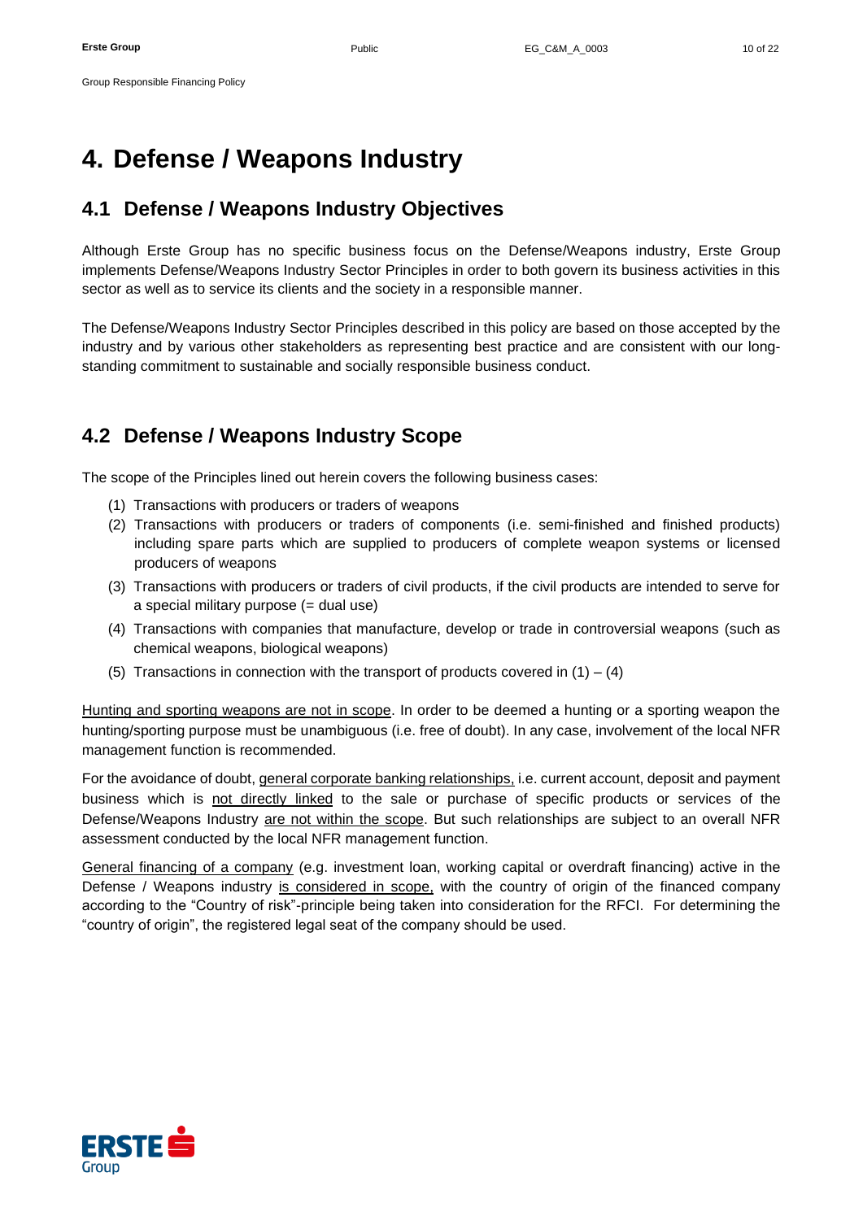# 4. Defense / Weapons Industry

## 4.1 Defense / Weapons Industry Objectives

Although Erste Group has no specific business focus on the Defense/Weapons industry, Erste Group implements Defense/Weapons Industry Sector Principles in order to both govern its business activities in this sector as well as to service its clients and the society in a responsible manner.

The Defense/Weapons Industry Sector Principles described in this policy are based on those accepted by the industry and by various other stakeholders as representing best practice and are consistent with our long-standing commitment to sustainable and socially responsible business conduct.

## 4.2 Defense / Weapons Industry Scope

The scope of the Principles lined out herein covers the following business cases:

(1) Transactions with producers or traders of weapons
(2) Transactions with producers or traders of components (i.e. semi-finished and finished products) including spare parts which are supplied to producers of complete weapon systems or licensed producers of weapons
(3) Transactions with producers or traders of civil products, if the civil products are intended to serve for a special military purpose (= dual use)
(4) Transactions with companies that manufacture, develop or trade in controversial weapons (such as chemical weapons, biological weapons)
(5) Transactions in connection with the transport of products covered in (1) – (4)

<u>Hunting and sporting weapons are not in scope</u>. In order to be deemed a hunting or a sporting weapon the hunting/sporting purpose must be unambiguous (i.e. free of doubt). In any case, involvement of the local NFR management function is recommended.

For the avoidance of doubt, <u>general corporate banking relationships,</u> i.e. current account, deposit and payment business which is <u>not directly linked</u> to the sale or purchase of specific products or services of the Defense/Weapons Industry <u>are not within the scope</u>. But such relationships are subject to an overall NFR assessment conducted by the local NFR management function.

<u>General financing of a company</u> (e.g. investment loan, working capital or overdraft financing) active in the Defense / Weapons industry <u>is considered in scope,</u> with the country of origin of the financed company according to the "Country of risk"-principle being taken into consideration for the RFCI. For determining the "country of origin", the registered legal seat of the company should be used.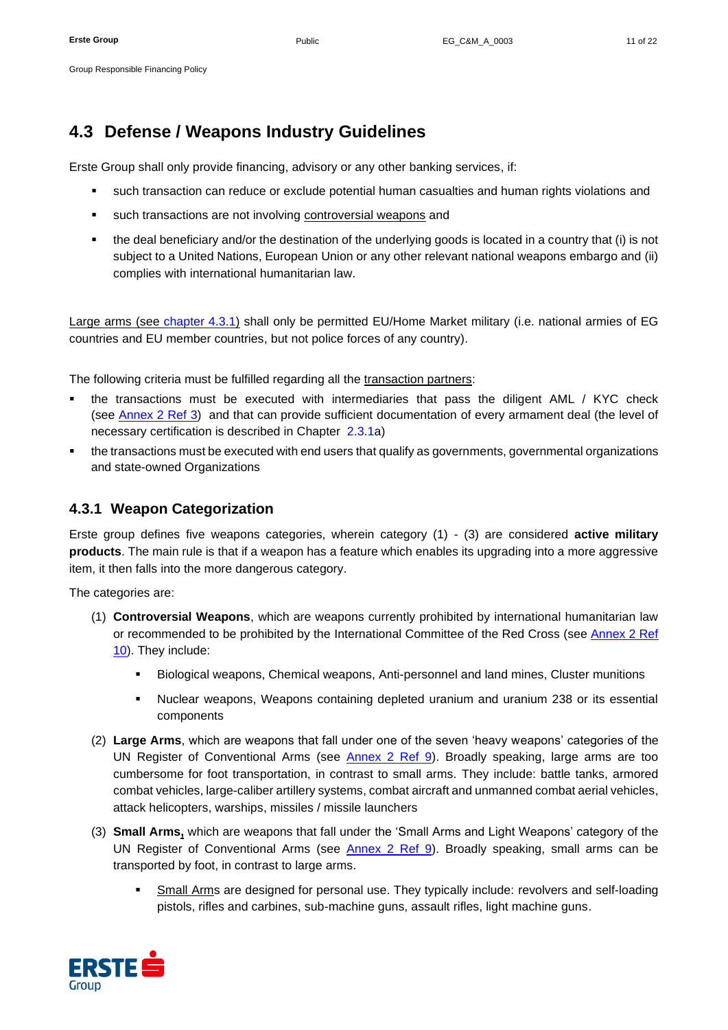## 4.3 Defense / Weapons Industry Guidelines

Erste Group shall only provide financing, advisory or any other banking services, if:

- such transaction can reduce or exclude potential human casualties and human rights violations and
- such transactions are not involving controversial weapons and
- the deal beneficiary and/or the destination of the underlying goods is located in a country that (i) is not subject to a United Nations, European Union or any other relevant national weapons embargo and (ii) complies with international humanitarian law.

Large arms (see chapter 4.3.1) shall only be permitted EU/Home Market military (i.e. national armies of EG countries and EU member countries, but not police forces of any country).

The following criteria must be fulfilled regarding all the transaction partners:

- the transactions must be executed with intermediaries that pass the diligent AML / KYC check (see Annex 2 Ref 3) and that can provide sufficient documentation of every armament deal (the level of necessary certification is described in Chapter 2.3.1a)
- the transactions must be executed with end users that qualify as governments, governmental organizations and state-owned Organizations

### 4.3.1 Weapon Categorization

Erste group defines five weapons categories, wherein category (1) - (3) are considered **active military products**. The main rule is that if a weapon has a feature which enables its upgrading into a more aggressive item, it then falls into the more dangerous category.

The categories are:

(1) **Controversial Weapons**, which are weapons currently prohibited by international humanitarian law or recommended to be prohibited by the International Committee of the Red Cross (see Annex 2 Ref 10). They include:

- Biological weapons, Chemical weapons, Anti-personnel and land mines, Cluster munitions
- Nuclear weapons, Weapons containing depleted uranium and uranium 238 or its essential components

(2) **Large Arms**, which are weapons that fall under one of the seven 'heavy weapons' categories of the UN Register of Conventional Arms (see Annex 2 Ref 9). Broadly speaking, large arms are too cumbersome for foot transportation, in contrast to small arms. They include: battle tanks, armored combat vehicles, large-caliber artillery systems, combat aircraft and unmanned combat aerial vehicles, attack helicopters, warships, missiles / missile launchers

(3) **Small Arms**, which are weapons that fall under the 'Small Arms and Light Weapons' category of the UN Register of Conventional Arms (see Annex 2 Ref 9). Broadly speaking, small arms can be transported by foot, in contrast to large arms.

- Small Arms are designed for personal use. They typically include: revolvers and self-loading pistols, rifles and carbines, sub-machine guns, assault rifles, light machine guns.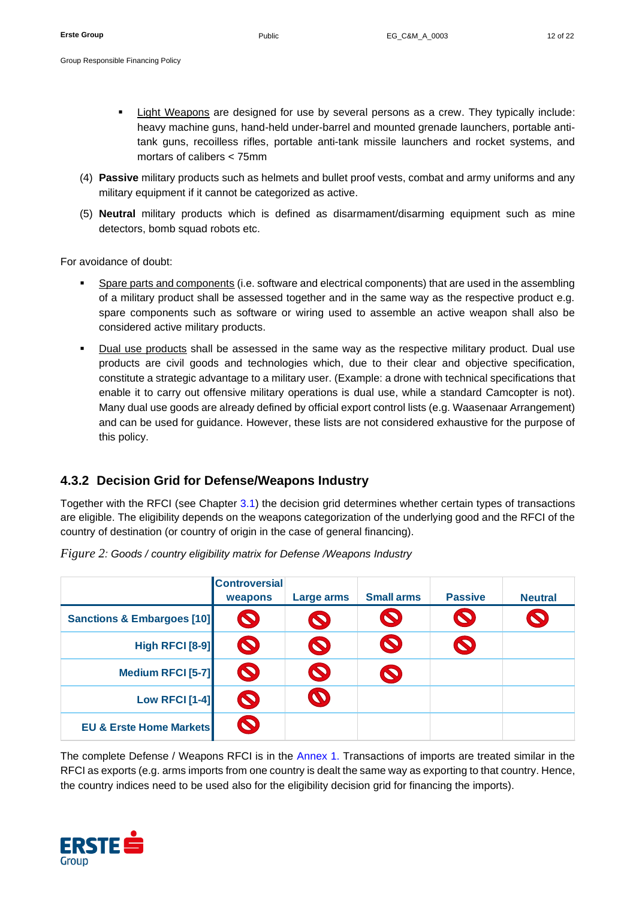- Light Weapons are designed for use by several persons as a crew. They typically include: heavy machine guns, hand-held under-barrel and mounted grenade launchers, portable anti-tank guns, recoilless rifles, portable anti-tank missile launchers and rocket systems, and mortars of calibers < 75mm

(4) **Passive** military products such as helmets and bullet proof vests, combat and army uniforms and any military equipment if it cannot be categorized as active.

(5) **Neutral** military products which is defined as disarmament/disarming equipment such as mine detectors, bomb squad robots etc.

For avoidance of doubt:

- Spare parts and components (i.e. software and electrical components) that are used in the assembling of a military product shall be assessed together and in the same way as the respective product e.g. spare components such as software or wiring used to assemble an active weapon shall also be considered active military products.
- Dual use products shall be assessed in the same way as the respective military product. Dual use products are civil goods and technologies which, due to their clear and objective specification, constitute a strategic advantage to a military user. (Example: a drone with technical specifications that enable it to carry out offensive military operations is dual use, while a standard Camcopter is not). Many dual use goods are already defined by official export control lists (e.g. Waasenaar Arrangement) and can be used for guidance. However, these lists are not considered exhaustive for the purpose of this policy.

### 4.3.2 Decision Grid for Defense/Weapons Industry

Together with the RFCI (see Chapter 3.1) the decision grid determines whether certain types of transactions are eligible. The eligibility depends on the weapons categorization of the underlying good and the RFCI of the country of destination (or country of origin in the case of general financing).

*Figure 2: Goods / country eligibility matrix for Defense /Weapons Industry*

| | Controversial weapons | Large arms | Small arms | Passive | Neutral |
|---|---|---|---|---|---|
| Sanctions & Embargoes [10] | ⊘ | ⊘ | ⊘ | ⊘ | ⊘ |
| High RFCI [8-9] | ⊘ | ⊘ | ⊘ | ⊘ | |
| Medium RFCI [5-7] | ⊘ | ⊘ | ⊘ | | |
| Low RFCI [1-4] | ⊘ | ⊘ | | | |
| EU & Erste Home Markets | ⊘ | | | | |

The complete Defense / Weapons RFCI is in the Annex 1. Transactions of imports are treated similar in the RFCI as exports (e.g. arms imports from one country is dealt the same way as exporting to that country. Hence, the country indices need to be used also for the eligibility decision grid for financing the imports).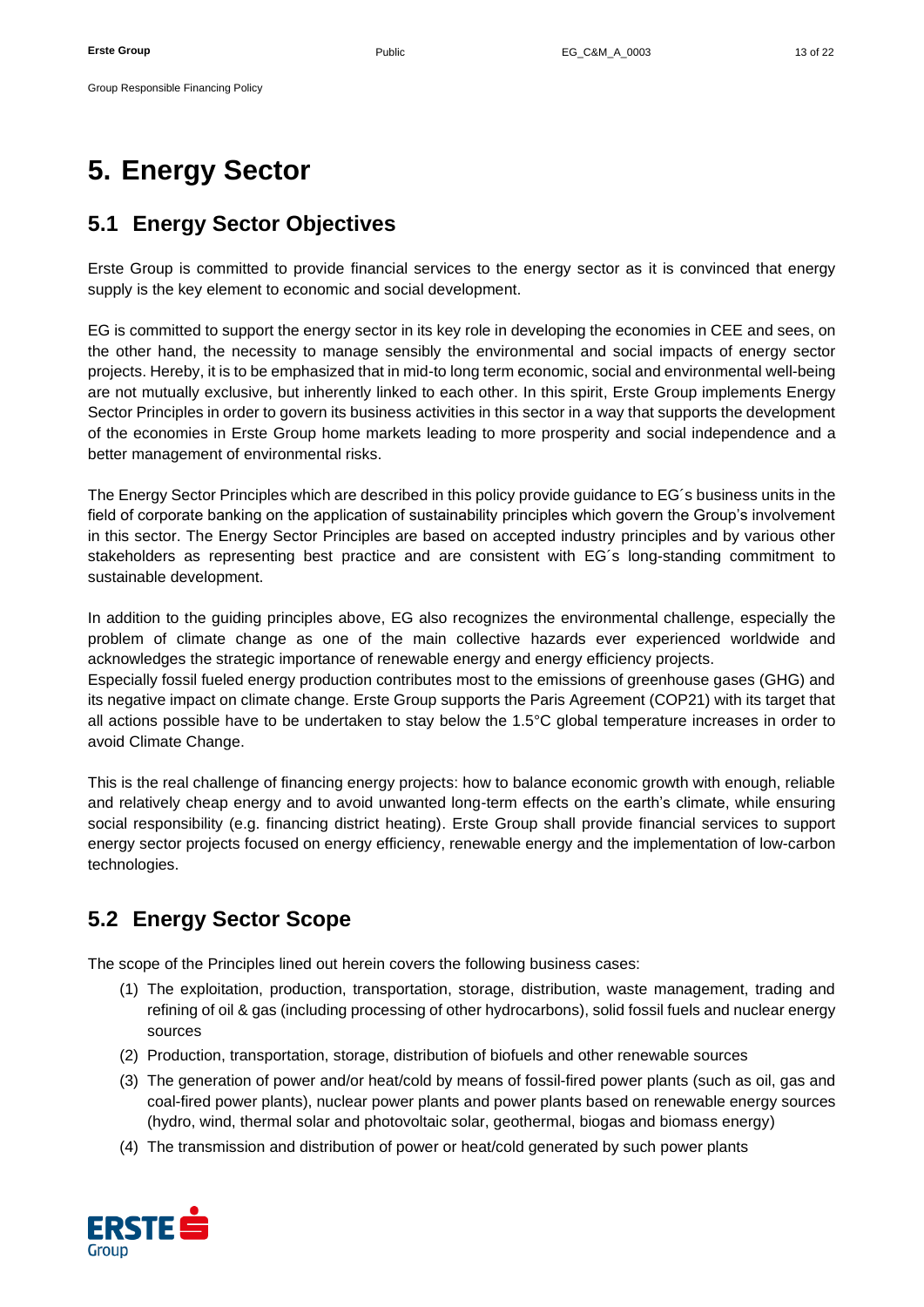# 5. Energy Sector

## 5.1 Energy Sector Objectives

Erste Group is committed to provide financial services to the energy sector as it is convinced that energy supply is the key element to economic and social development.

EG is committed to support the energy sector in its key role in developing the economies in CEE and sees, on the other hand, the necessity to manage sensibly the environmental and social impacts of energy sector projects. Hereby, it is to be emphasized that in mid-to long term economic, social and environmental well-being are not mutually exclusive, but inherently linked to each other. In this spirit, Erste Group implements Energy Sector Principles in order to govern its business activities in this sector in a way that supports the development of the economies in Erste Group home markets leading to more prosperity and social independence and a better management of environmental risks.

The Energy Sector Principles which are described in this policy provide guidance to EG´s business units in the field of corporate banking on the application of sustainability principles which govern the Group's involvement in this sector. The Energy Sector Principles are based on accepted industry principles and by various other stakeholders as representing best practice and are consistent with EG´s long-standing commitment to sustainable development.

In addition to the guiding principles above, EG also recognizes the environmental challenge, especially the problem of climate change as one of the main collective hazards ever experienced worldwide and acknowledges the strategic importance of renewable energy and energy efficiency projects.
Especially fossil fueled energy production contributes most to the emissions of greenhouse gases (GHG) and its negative impact on climate change. Erste Group supports the Paris Agreement (COP21) with its target that all actions possible have to be undertaken to stay below the 1.5°C global temperature increases in order to avoid Climate Change.

This is the real challenge of financing energy projects: how to balance economic growth with enough, reliable and relatively cheap energy and to avoid unwanted long-term effects on the earth's climate, while ensuring social responsibility (e.g. financing district heating). Erste Group shall provide financial services to support energy sector projects focused on energy efficiency, renewable energy and the implementation of low-carbon technologies.

## 5.2 Energy Sector Scope

The scope of the Principles lined out herein covers the following business cases:

(1) The exploitation, production, transportation, storage, distribution, waste management, trading and refining of oil & gas (including processing of other hydrocarbons), solid fossil fuels and nuclear energy sources

(2) Production, transportation, storage, distribution of biofuels and other renewable sources

(3) The generation of power and/or heat/cold by means of fossil-fired power plants (such as oil, gas and coal-fired power plants), nuclear power plants and power plants based on renewable energy sources (hydro, wind, thermal solar and photovoltaic solar, geothermal, biogas and biomass energy)

(4) The transmission and distribution of power or heat/cold generated by such power plants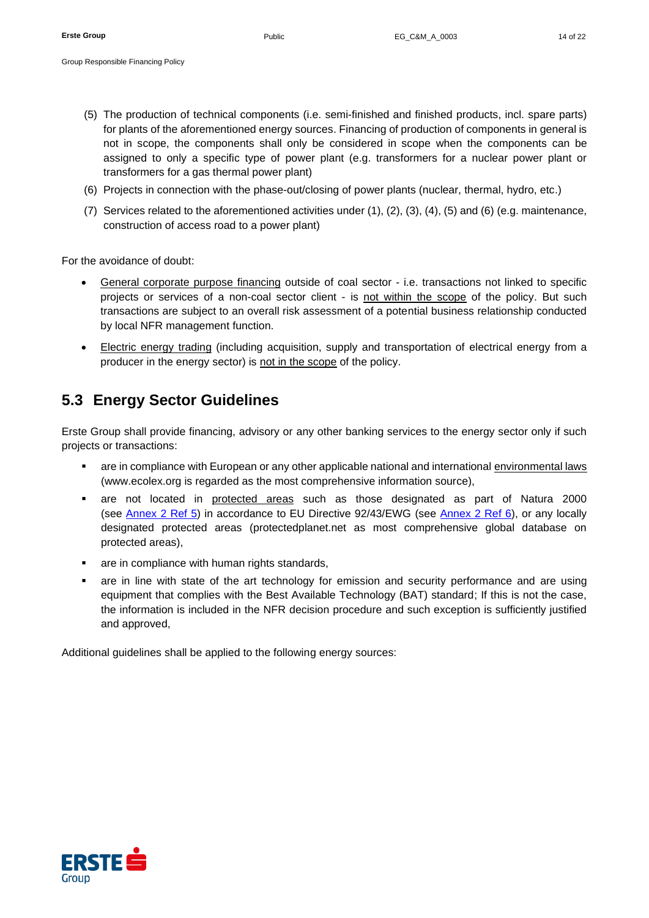(5) The production of technical components (i.e. semi-finished and finished products, incl. spare parts) for plants of the aforementioned energy sources. Financing of production of components in general is not in scope, the components shall only be considered in scope when the components can be assigned to only a specific type of overall power plant (e.g. transformers for a nuclear power plant or transformers for a gas thermal power plant)

(6) Projects in connection with the phase-out/closing of power plants (nuclear, thermal, hydro, etc.)

(7) Services related to the aforementioned activities under (1), (2), (3), (4), (5) and (6) (e.g. maintenance, construction of access road to a power plant)

For the avoidance of doubt:

- General corporate purpose financing outside of coal sector - i.e. transactions not linked to specific projects or services of a non-coal sector client - is not within the scope of the policy. But such transactions are subject to an overall risk assessment of a potential business relationship conducted by local NFR management function.
- Electric energy trading (including acquisition, supply and transportation of electrical energy from a producer in the energy sector) is not in the scope of the policy.

## 5.3 Energy Sector Guidelines

Erste Group shall provide financing, advisory or any other banking services to the energy sector only if such projects or transactions:

- are in compliance with European or any other applicable national and international environmental laws (www.ecolex.org is regarded as the most comprehensive information source),
- are not located in protected areas such as those designated as part of Natura 2000 (see Annex 2 Ref 5) in accordance to EU Directive 92/43/EWG (see Annex 2 Ref 6), or any locally designated protected areas (protectedplanet.net as most comprehensive global database on protected areas),
- are in compliance with human rights standards,
- are in line with state of the art technology for emission and security performance and are using equipment that complies with the Best Available Technology (BAT) standard; If this is not the case, the information is included in the NFR decision procedure and such exception is sufficiently justified and approved,

Additional guidelines shall be applied to the following energy sources: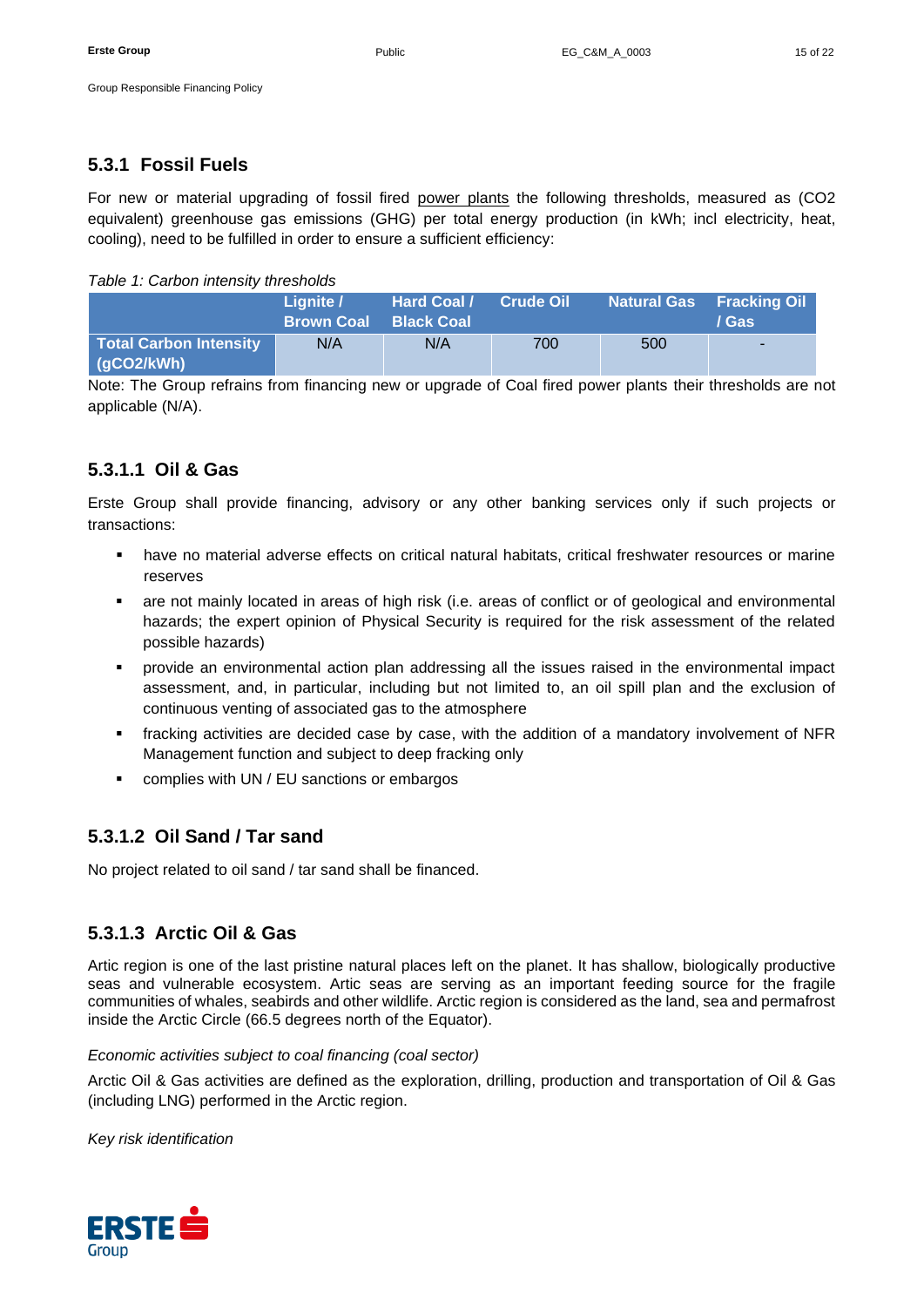### 5.3.1 Fossil Fuels

For new or material upgrading of fossil fired power plants the following thresholds, measured as (CO2 equivalent) greenhouse gas emissions (GHG) per total energy production (in kWh; incl electricity, heat, cooling), need to be fulfilled in order to ensure a sufficient efficiency:

*Table 1: Carbon intensity thresholds*

| | Lignite / Brown Coal | Hard Coal / Black Coal | Crude Oil | Natural Gas | Fracking Oil / Gas |
|---|---|---|---|---|---|
| **Total Carbon Intensity (gCO2/kWh)** | N/A | N/A | 700 | 500 | - |

Note: The Group refrains from financing new or upgrade of Coal fired power plants their thresholds are not applicable (N/A).

#### 5.3.1.1 Oil & Gas

Erste Group shall provide financing, advisory or any other banking services only if such projects or transactions:

- have no material adverse effects on critical natural habitats, critical freshwater resources or marine reserves
- are not mainly located in areas of high risk (i.e. areas of conflict or of geological and environmental hazards; the expert opinion of Physical Security is required for the risk assessment of the related possible hazards)
- provide an environmental action plan addressing all the issues raised in the environmental impact assessment, and, in particular, including but not limited to, an oil spill plan and the exclusion of continuous venting of associated gas to the atmosphere
- fracking activities are decided case by case, with the addition of a mandatory involvement of NFR Management function and subject to deep fracking only
- complies with UN / EU sanctions or embargos

#### 5.3.1.2 Oil Sand / Tar sand

No project related to oil sand / tar sand shall be financed.

#### 5.3.1.3 Arctic Oil & Gas

Artic region is one of the last pristine natural places left on the planet. It has shallow, biologically productive seas and vulnerable ecosystem. Artic seas are serving as an important feeding source for the fragile communities of whales, seabirds and other wildlife. Arctic region is considered as the land, sea and permafrost inside the Arctic Circle (66.5 degrees north of the Equator).

*Economic activities subject to coal financing (coal sector)*

Arctic Oil & Gas activities are defined as the exploration, drilling, production and transportation of Oil & Gas (including LNG) performed in the Arctic region.

*Key risk identification*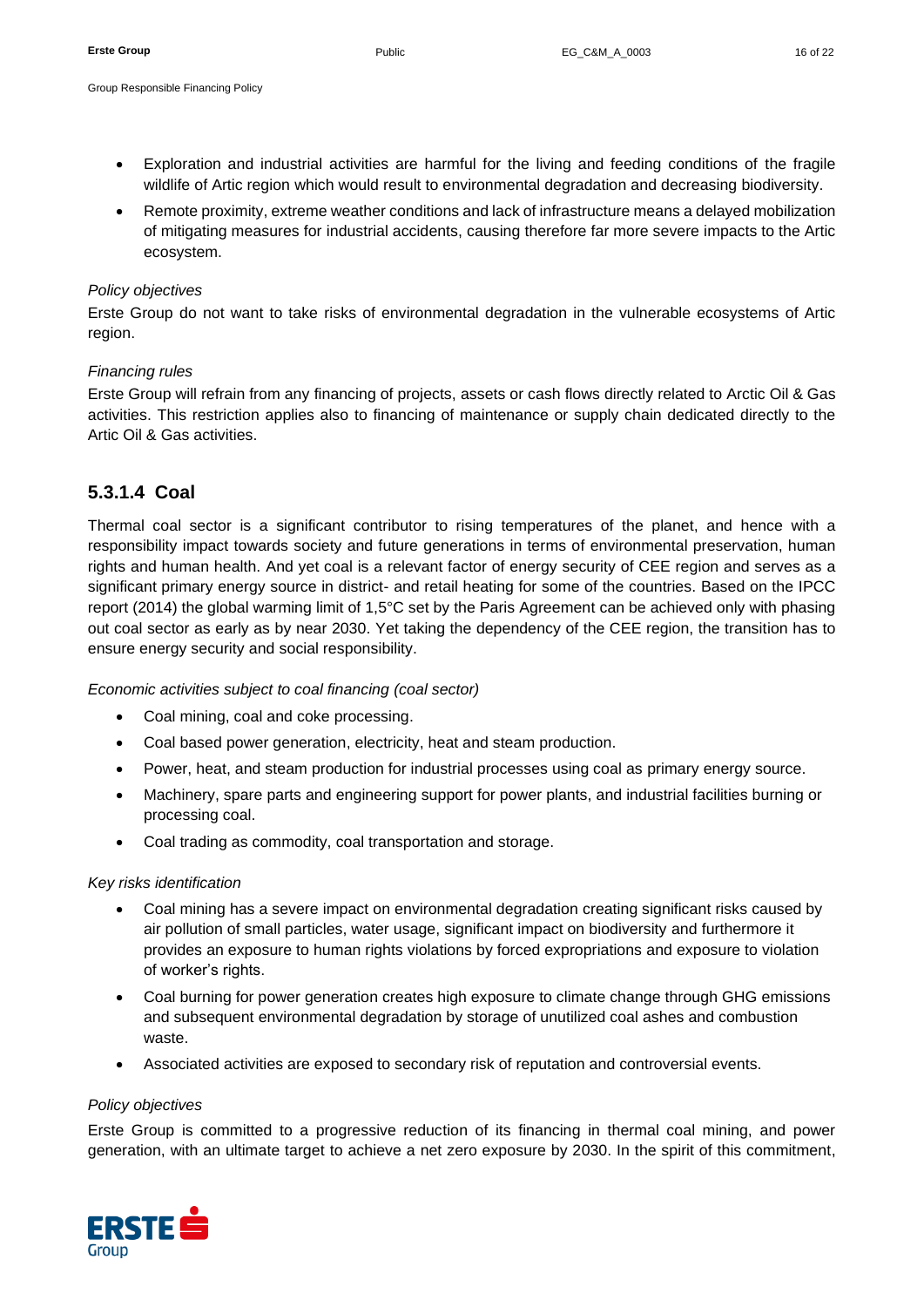- Exploration and industrial activities are harmful for the living and feeding conditions of the fragile wildlife of Artic region which would result to environmental degradation and decreasing biodiversity.
- Remote proximity, extreme weather conditions and lack of infrastructure means a delayed mobilization of mitigating measures for industrial accidents, causing therefore far more severe impacts to the Artic ecosystem.

*Policy objectives*

Erste Group do not want to take risks of environmental degradation in the vulnerable ecosystems of Artic region.

*Financing rules*

Erste Group will refrain from any financing of projects, assets or cash flows directly related to Arctic Oil & Gas activities. This restriction applies also to financing of maintenance or supply chain dedicated directly to the Artic Oil & Gas activities.

### 5.3.1.4 Coal

Thermal coal sector is a significant contributor to rising temperatures of the planet, and hence with a responsibility impact towards society and future generations in terms of environmental preservation, human rights and human health. And yet coal is a relevant factor of energy security of CEE region and serves as a significant primary energy source in district- and retail heating for some of the countries. Based on the IPCC report (2014) the global warming limit of 1,5°C set by the Paris Agreement can be achieved only with phasing out coal sector as early as by near 2030. Yet taking the dependency of the CEE region, the transition has to ensure energy security and social responsibility.

*Economic activities subject to coal financing (coal sector)*

- Coal mining, coal and coke processing.
- Coal based power generation, electricity, heat and steam production.
- Power, heat, and steam production for industrial processes using coal as primary energy source.
- Machinery, spare parts and engineering support for power plants, and industrial facilities burning or processing coal.
- Coal trading as commodity, coal transportation and storage.

*Key risks identification*

- Coal mining has a severe impact on environmental degradation creating significant risks caused by air pollution of small particles, water usage, significant impact on biodiversity and furthermore it provides an exposure to human rights violations by forced expropriations and exposure to violation of worker's rights.
- Coal burning for power generation creates high exposure to climate change through GHG emissions and subsequent environmental degradation by storage of unutilized coal ashes and combustion waste.
- Associated activities are exposed to secondary risk of reputation and controversial events.

*Policy objectives*

Erste Group is committed to a progressive reduction of its financing in thermal coal mining, and power generation, with an ultimate target to achieve a net zero exposure by 2030. In the spirit of this commitment,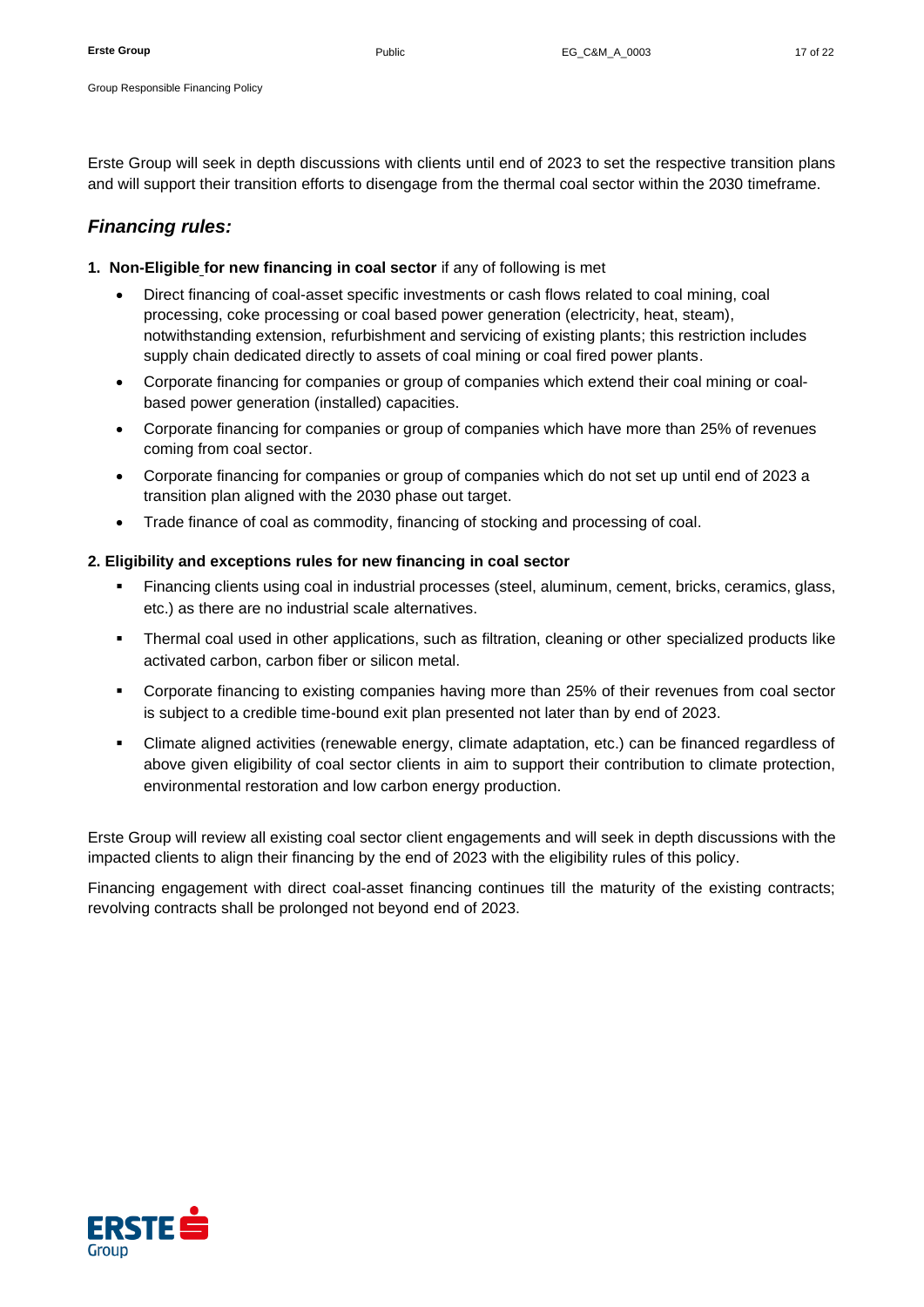Erste Group will seek in depth discussions with clients until end of 2023 to set the respective transition plans and will support their transition efforts to disengage from the thermal coal sector within the 2030 timeframe.

## *Financing rules:*

**1. Non-Eligible for new financing in coal sector** if any of following is met

- Direct financing of coal-asset specific investments or cash flows related to coal mining, coal processing, coke processing or coal based power generation (electricity, heat, steam), notwithstanding extension, refurbishment and servicing of existing plants; this restriction includes supply chain dedicated directly to assets of coal mining or coal fired power plants.
- Corporate financing for companies or group of companies which extend their coal mining or coal-based power generation (installed) capacities.
- Corporate financing for companies or group of companies which have more than 25% of revenues coming from coal sector.
- Corporate financing for companies or group of companies which do not set up until end of 2023 a transition plan aligned with the 2030 phase out target.
- Trade finance of coal as commodity, financing of stocking and processing of coal.

**2. Eligibility and exceptions rules for new financing in coal sector**

- Financing clients using coal in industrial processes (steel, aluminum, cement, bricks, ceramics, glass, etc.) as there are no industrial scale alternatives.
- Thermal coal used in other applications, such as filtration, cleaning or other specialized products like activated carbon, carbon fiber or silicon metal.
- Corporate financing to existing companies having more than 25% of their revenues from coal sector is subject to a credible time-bound exit plan presented not later than by end of 2023.
- Climate aligned activities (renewable energy, climate adaptation, etc.) can be financed regardless of above given eligibility of coal sector clients in aim to support their contribution to climate protection, environmental restoration and low carbon energy production.

Erste Group will review all existing coal sector client engagements and will seek in depth discussions with the impacted clients to align their financing by the end of 2023 with the eligibility rules of this policy.

Financing engagement with direct coal-asset financing continues till the maturity of the existing contracts; revolving contracts shall be prolonged not beyond end of 2023.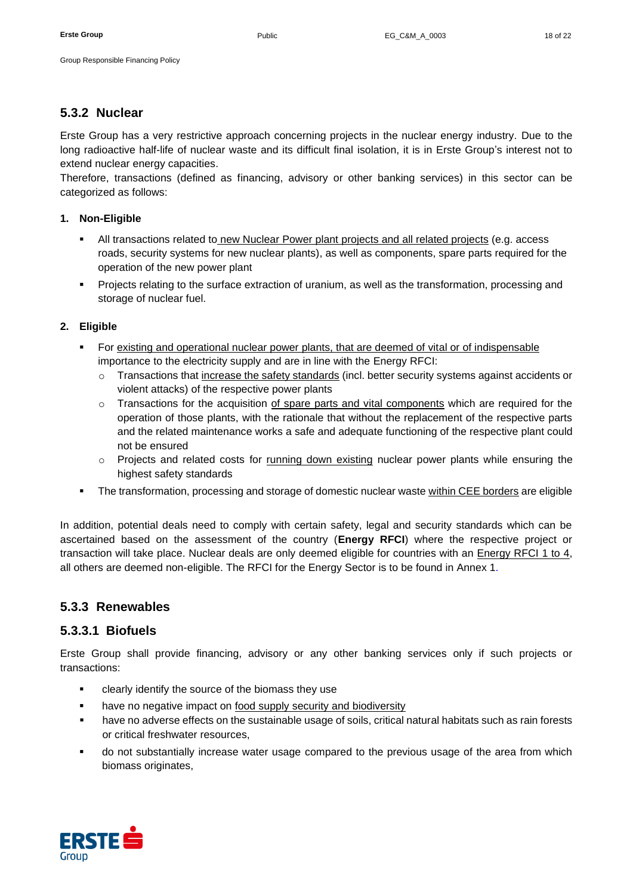### 5.3.2 Nuclear

Erste Group has a very restrictive approach concerning projects in the nuclear energy industry. Due to the long radioactive half-life of nuclear waste and its difficult final isolation, it is in Erste Group's interest not to extend nuclear energy capacities.

Therefore, transactions (defined as financing, advisory or other banking services) in this sector can be categorized as follows:

**1. Non-Eligible**

- All transactions related to new Nuclear Power plant projects and all related projects (e.g. access roads, security systems for new nuclear plants), as well as components, spare parts required for the operation of the new power plant
- Projects relating to the surface extraction of uranium, as well as the transformation, processing and storage of nuclear fuel.

**2. Eligible**

- For existing and operational nuclear power plants, that are deemed of vital or of indispensable importance to the electricity supply and are in line with the Energy RFCI:
  - Transactions that increase the safety standards (incl. better security systems against accidents or violent attacks) of the respective power plants
  - Transactions for the acquisition of spare parts and vital components which are required for the operation of those plants, with the rationale that without the replacement of the respective parts and the related maintenance works a safe and adequate functioning of the respective plant could not be ensured
  - Projects and related costs for running down existing nuclear power plants while ensuring the highest safety standards
- The transformation, processing and storage of domestic nuclear waste within CEE borders are eligible

In addition, potential deals need to comply with certain safety, legal and security standards which can be ascertained based on the assessment of the country (**Energy RFCI**) where the respective project or transaction will take place. Nuclear deals are only deemed eligible for countries with an Energy RFCI 1 to 4, all others are deemed non-eligible. The RFCI for the Energy Sector is to be found in Annex 1.

### 5.3.3 Renewables

#### 5.3.3.1 Biofuels

Erste Group shall provide financing, advisory or any other banking services only if such projects or transactions:

- clearly identify the source of the biomass they use
- have no negative impact on food supply security and biodiversity
- have no adverse effects on the sustainable usage of soils, critical natural habitats such as rain forests or critical freshwater resources,
- do not substantially increase water usage compared to the previous usage of the area from which biomass originates,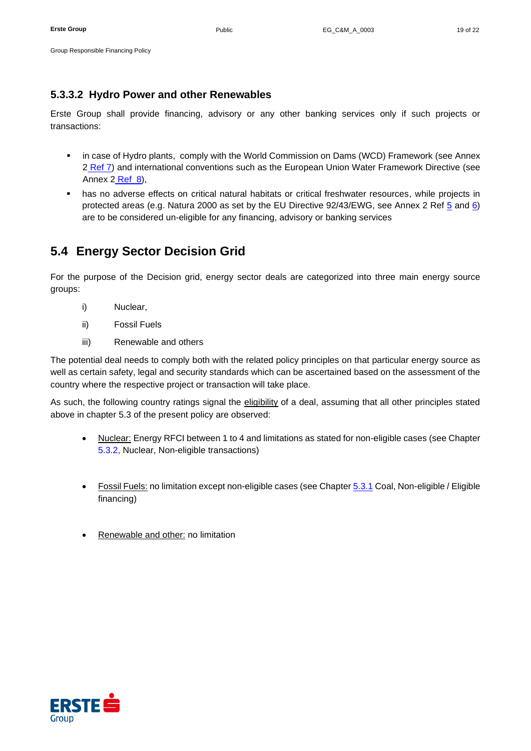### 5.3.3.2 Hydro Power and other Renewables

Erste Group shall provide financing, advisory or any other banking services only if such projects or transactions:

- in case of Hydro plants, comply with the World Commission on Dams (WCD) Framework (see Annex 2 Ref 7) and international conventions such as the European Union Water Framework Directive (see Annex 2 Ref 8),
- has no adverse effects on critical natural habitats or critical freshwater resources, while projects in protected areas (e.g. Natura 2000 as set by the EU Directive 92/43/EWG, see Annex 2 Ref 5 and 6) are to be considered un-eligible for any financing, advisory or banking services

## 5.4 Energy Sector Decision Grid

For the purpose of the Decision grid, energy sector deals are categorized into three main energy source groups:

i) Nuclear,

ii) Fossil Fuels

iii) Renewable and others

The potential deal needs to comply both with the related policy principles on that particular energy source as well as certain safety, legal and security standards which can be ascertained based on the assessment of the country where the respective project or transaction will take place.

As such, the following country ratings signal the eligibility of a deal, assuming that all other principles stated above in chapter 5.3 of the present policy are observed:

- Nuclear: Energy RFCI between 1 to 4 and limitations as stated for non-eligible cases (see Chapter 5.3.2, Nuclear, Non-eligible transactions)

- Fossil Fuels: no limitation except non-eligible cases (see Chapter 5.3.1 Coal, Non-eligible / Eligible financing)

- Renewable and other: no limitation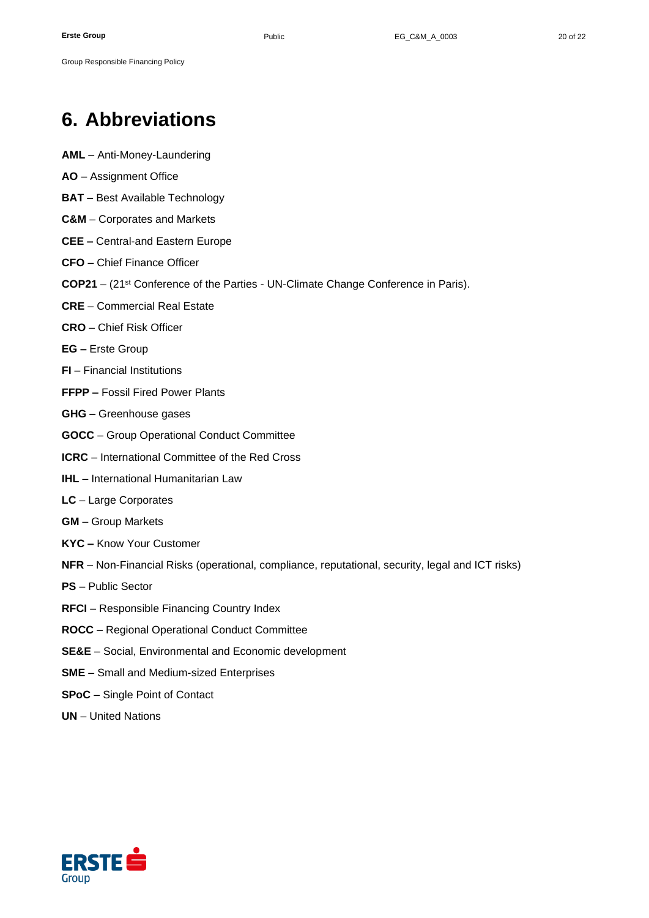# 6. Abbreviations

**AML** – Anti-Money-Laundering

**AO** – Assignment Office

**BAT** – Best Available Technology

**C&M** – Corporates and Markets

**CEE –** Central-and Eastern Europe

**CFO** – Chief Finance Officer

**COP21** – (21st Conference of the Parties - UN-Climate Change Conference in Paris).

**CRE** – Commercial Real Estate

**CRO** – Chief Risk Officer

**EG –** Erste Group

**FI** – Financial Institutions

**FFPP –** Fossil Fired Power Plants

**GHG** – Greenhouse gases

**GOCC** – Group Operational Conduct Committee

**ICRC** – International Committee of the Red Cross

**IHL** – International Humanitarian Law

**LC** – Large Corporates

**GM** – Group Markets

**KYC –** Know Your Customer

**NFR** – Non-Financial Risks (operational, compliance, reputational, security, legal and ICT risks)

**PS** – Public Sector

**RFCI** – Responsible Financing Country Index

**ROCC** – Regional Operational Conduct Committee

**SE&E** – Social, Environmental and Economic development

**SME** – Small and Medium-sized Enterprises

**SPoC** – Single Point of Contact

**UN** – United Nations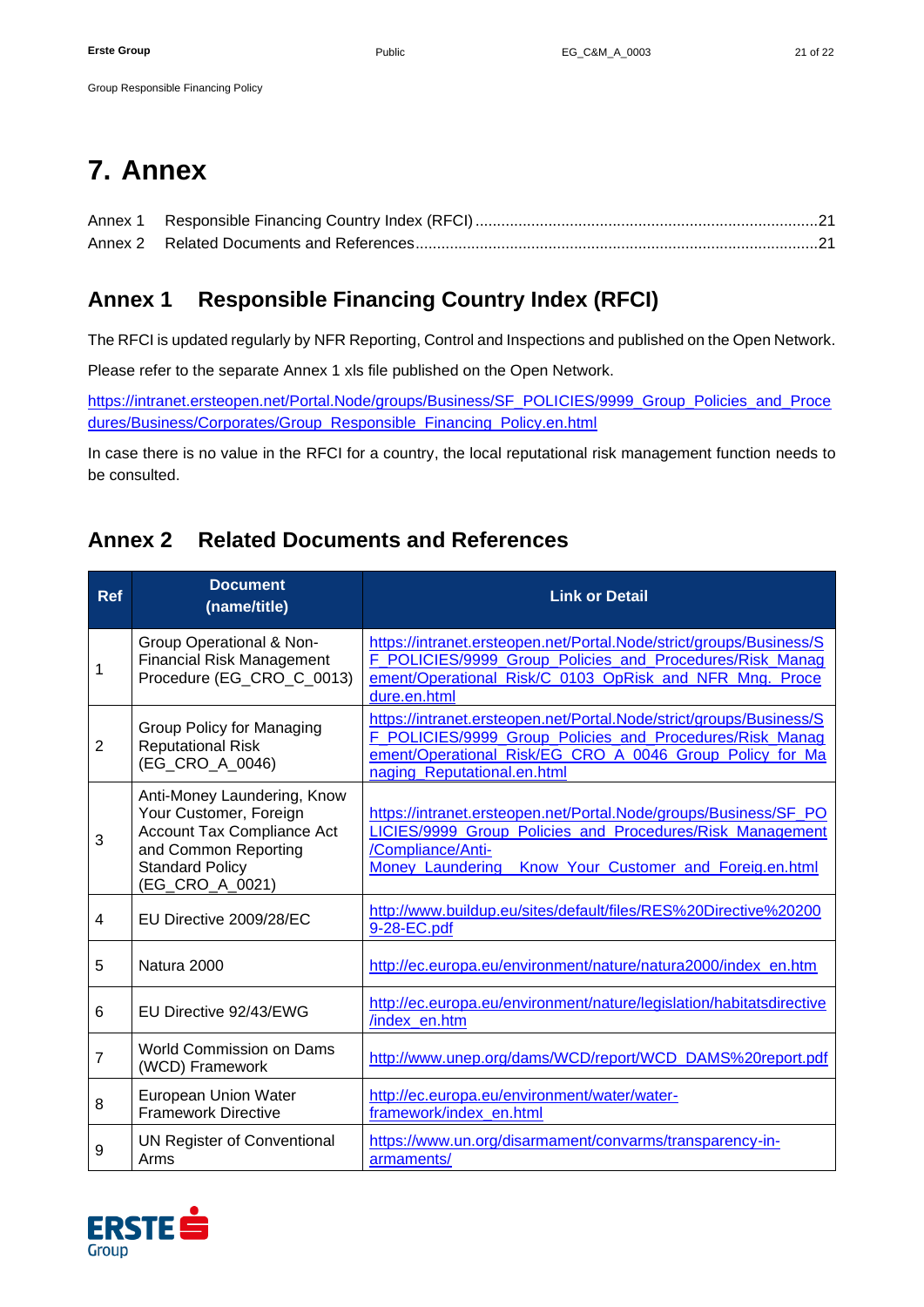# 7. Annex

Annex 1 Responsible Financing Country Index (RFCI) ........................................................................21
Annex 2 Related Documents and References ........................................................................21

## Annex 1 Responsible Financing Country Index (RFCI)

The RFCI is updated regularly by NFR Reporting, Control and Inspections and published on the Open Network.

Please refer to the separate Annex 1 xls file published on the Open Network.

https://intranet.ersteopen.net/Portal.Node/groups/Business/SF_POLICIES/9999_Group_Policies_and_Procedures/Business/Corporates/Group_Responsible_Financing_Policy.en.html

In case there is no value in the RFCI for a country, the local reputational risk management function needs to be consulted.

## Annex 2 Related Documents and References

| Ref | Document (name/title) | Link or Detail |
|---|---|---|
| 1 | Group Operational & Non-Financial Risk Management Procedure (EG_CRO_C_0013) | https://intranet.ersteopen.net/Portal.Node/strict/groups/Business/SF_POLICIES/9999_Group_Policies_and_Procedures/Risk_Management/Operational_Risk/C_0103_OpRisk_and_NFR_Mng._Procedure.en.html |
| 2 | Group Policy for Managing Reputational Risk (EG_CRO_A_0046) | https://intranet.ersteopen.net/Portal.Node/strict/groups/Business/SF_POLICIES/9999_Group_Policies_and_Procedures/Risk_Management/Operational_Risk/EG_CRO_A_0046_Group_Policy_for_Managing_Reputational.en.html |
| 3 | Anti-Money Laundering, Know Your Customer, Foreign Account Tax Compliance Act and Common Reporting Standard Policy (EG_CRO_A_0021) | https://intranet.ersteopen.net/Portal.Node/groups/Business/SF_POLICIES/9999_Group_Policies_and_Procedures/Risk_Management/Compliance/Anti-Money_Laundering__Know_Your_Customer_and_Foreig.en.html |
| 4 | EU Directive 2009/28/EC | http://www.buildup.eu/sites/default/files/RES%20Directive%202009-28-EC.pdf |
| 5 | Natura 2000 | http://ec.europa.eu/environment/nature/natura2000/index_en.htm |
| 6 | EU Directive 92/43/EWG | http://ec.europa.eu/environment/nature/legislation/habitatsdirective/index_en.htm |
| 7 | World Commission on Dams (WCD) Framework | http://www.unep.org/dams/WCD/report/WCD_DAMS%20report.pdf |
| 8 | European Union Water Framework Directive | http://ec.europa.eu/environment/water/water-framework/index_en.html |
| 9 | UN Register of Conventional Arms | https://www.un.org/disarmament/convarms/transparency-in-armaments/ |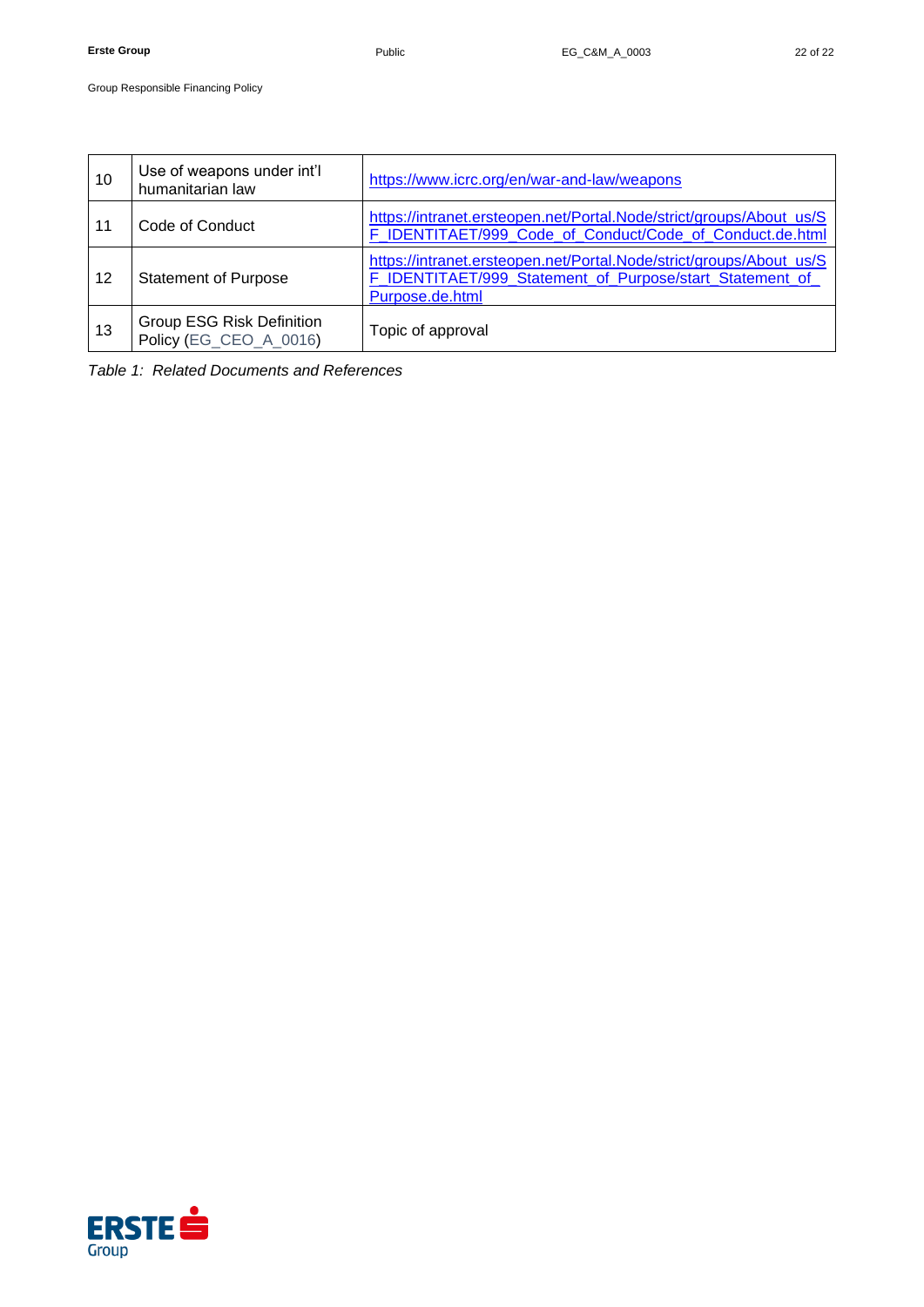| | | |
|---|---|---|
| 10 | Use of weapons under int'l humanitarian law | https://www.icrc.org/en/war-and-law/weapons |
| 11 | Code of Conduct | https://intranet.ersteopen.net/Portal.Node/strict/groups/About_us/SF_IDENTITAET/999_Code_of_Conduct/Code_of_Conduct.de.html |
| 12 | Statement of Purpose | https://intranet.ersteopen.net/Portal.Node/strict/groups/About_us/SF_IDENTITAET/999_Statement_of_Purpose/start_Statement_of_Purpose.de.html |
| 13 | Group ESG Risk Definition Policy (EG_CEO_A_0016) | Topic of approval |

*Table 1: Related Documents and References*